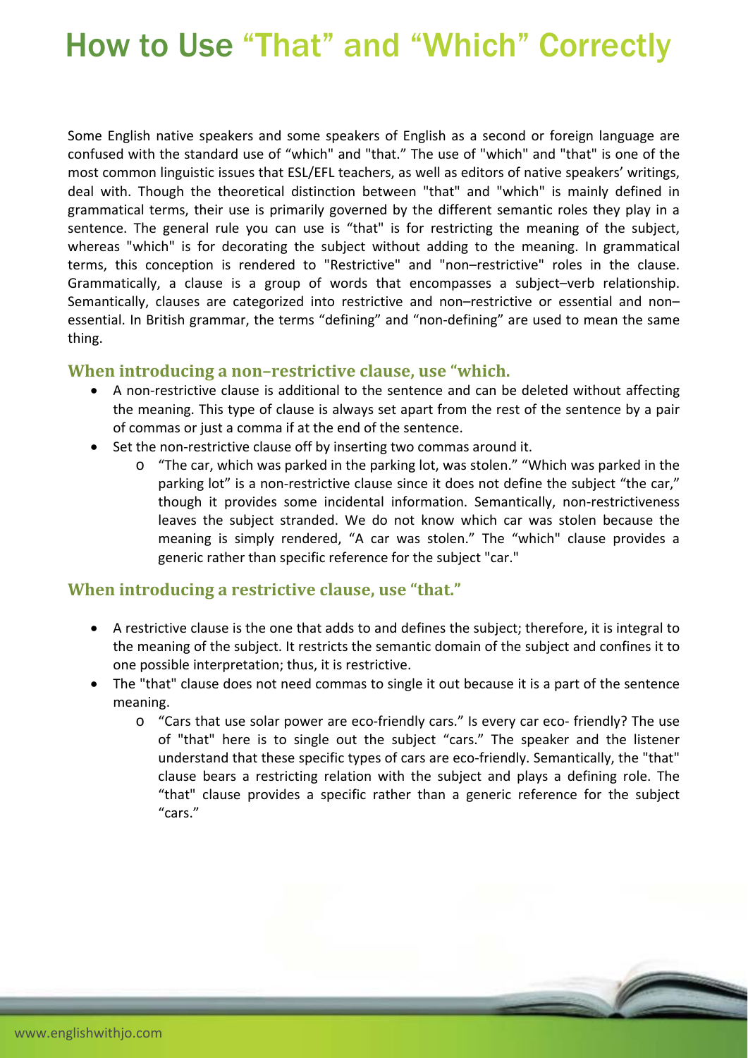# How to Use "That" and "Which" Correctly

Some English native speakers and some speakers of English as a second or foreign language are confused with the standard use of "which" and "that." The use of "which" and "that" is one of the most common linguistic issues that ESL/EFL teachers, as well as editors of native speakers' writings, deal with. Though the theoretical distinction between "that" and "which" is mainly defined in grammatical terms, their use is primarily governed by the different semantic roles they play in a sentence. The general rule you can use is "that" is for restricting the meaning of the subject, whereas "which" is for decorating the subject without adding to the meaning. In grammatical terms, this conception is rendered to "Restrictive" and "non–restrictive" roles in the clause. Grammatically, a clause is a group of words that encompasses a subject–verb relationship. Semantically, clauses are categorized into restrictive and non–restrictive or essential and non–essential. In British grammar, the terms "defining" and "non-defining" are used to mean the same thing.

### When introducing a non–restrictive clause, use "which.

- A non-restrictive clause is additional to the sentence and can be deleted without affecting the meaning. This type of clause is always set apart from the rest of the sentence by a pair of commas or just a comma if at the end of the sentence.
- Set the non-restrictive clause off by inserting two commas around it.
    - "The car, which was parked in the parking lot, was stolen." "Which was parked in the parking lot" is a non-restrictive clause since it does not define the subject "the car," though it provides some incidental information. Semantically, non-restrictiveness leaves the subject stranded. We do not know which car was stolen because the meaning is simply rendered, "A car was stolen." The "which" clause provides a generic rather than specific reference for the subject "car."

### When introducing a restrictive clause, use "that."

- A restrictive clause is the one that adds to and defines the subject; therefore, it is integral to the meaning of the subject. It restricts the semantic domain of the subject and confines it to one possible interpretation; thus, it is restrictive.
- The "that" clause does not need commas to single it out because it is a part of the sentence meaning.
    - "Cars that use solar power are eco-friendly cars." Is every car eco- friendly? The use of "that" here is to single out the subject "cars." The speaker and the listener understand that these specific types of cars are eco-friendly. Semantically, the "that" clause bears a restricting relation with the subject and plays a defining role. The "that" clause provides a specific rather than a generic reference for the subject "cars."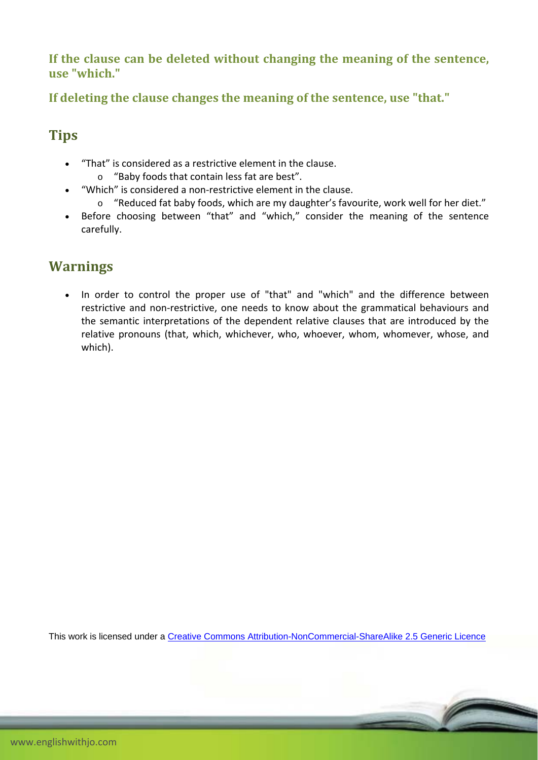**If the clause can be deleted without changing the meaning of the sentence, use "which."**

**If deleting the clause changes the meaning of the sentence, use "that."**

## Tips

- “That” is considered as a restrictive element in the clause.
  - “Baby foods that contain less fat are best”.
- “Which” is considered a non-restrictive element in the clause.
  - “Reduced fat baby foods, which are my daughter’s favourite, work well for her diet.”
- Before choosing between “that” and “which,” consider the meaning of the sentence carefully.

## Warnings

- In order to control the proper use of "that" and "which" and the difference between restrictive and non-restrictive, one needs to know about the grammatical behaviours and the semantic interpretations of the dependent relative clauses that are introduced by the relative pronouns (that, which, whichever, who, whoever, whom, whomever, whose, and which).

This work is licensed under a Creative Commons Attribution-NonCommercial-ShareAlike 2.5 Generic Licence

www.englishwithjo.com